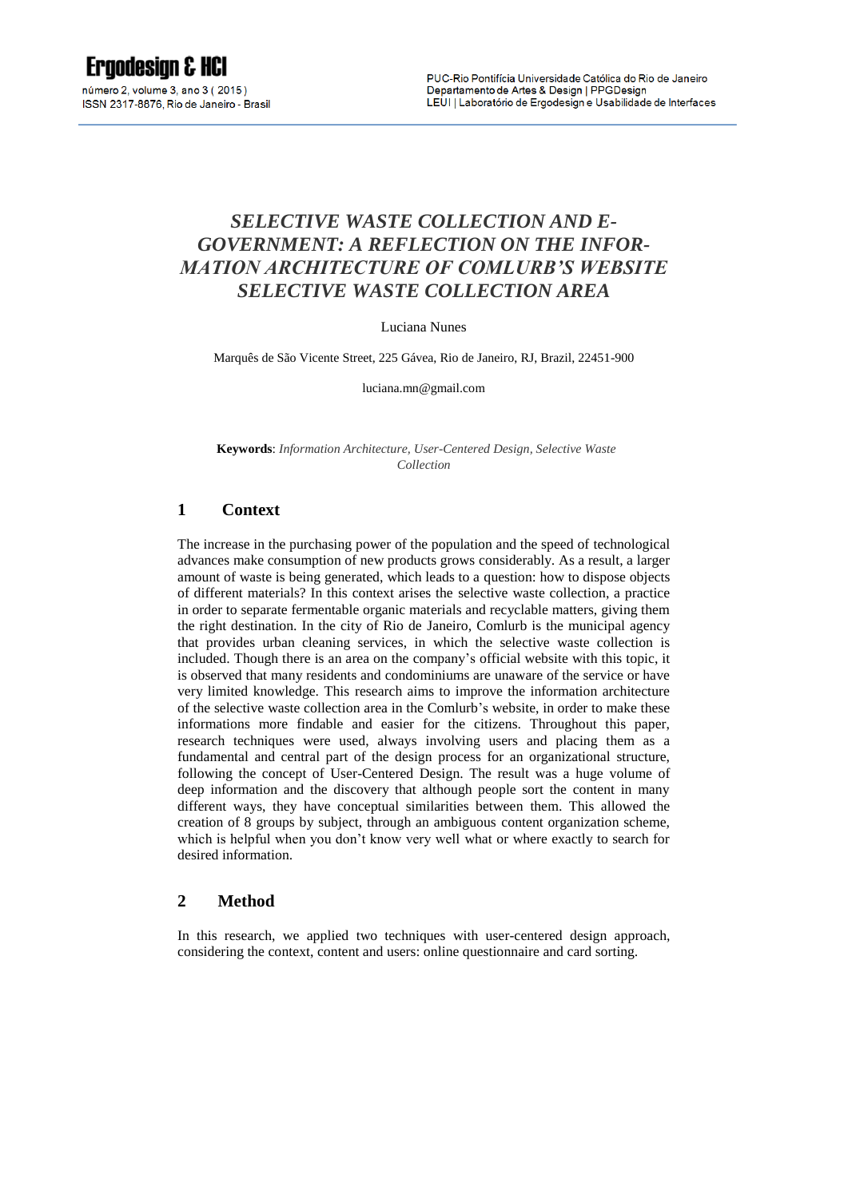# *SELECTIVE WASTE COLLECTION AND E-GOVERNMENT: A REFLECTION ON THE INFORMATION ARCHITECTURE OF COMLURB'S WEBSITE SELECTIVE WASTE COLLECTION AREA*

Luciana Nunes

Marquês de São Vicente Street, 225 Gávea, Rio de Janeiro, RJ, Brazil, 22451-900

luciana.mn@gmail.com

**Keywords**: *Information Architecture, User-Centered Design, Selective Waste Collection*

## 1 Context

The increase in the purchasing power of the population and the speed of technological advances make consumption of new products grows considerably. As a result, a larger amount of waste is being generated, which leads to a question: how to dispose objects of different materials? In this context arises the selective waste collection, a practice in order to separate fermentable organic materials and recyclable matters, giving them the right destination. In the city of Rio de Janeiro, Comlurb is the municipal agency that provides urban cleaning services, in which the selective waste collection is included. Though there is an area on the company's official website with this topic, it is observed that many residents and condominiums are unaware of the service or have very limited knowledge. This research aims to improve the information architecture of the selective waste collection area in the Comlurb's website, in order to make these informations more findable and easier for the citizens. Throughout this paper, research techniques were used, always involving users and placing them as a fundamental and central part of the design process for an organizational structure, following the concept of User-Centered Design. The result was a huge volume of deep information and the discovery that although people sort the content in many different ways, they have conceptual similarities between them. This allowed the creation of 8 groups by subject, through an ambiguous content organization scheme, which is helpful when you don't know very well what or where exactly to search for desired information.

## 2 Method

In this research, we applied two techniques with user-centered design approach, considering the context, content and users: online questionnaire and card sorting.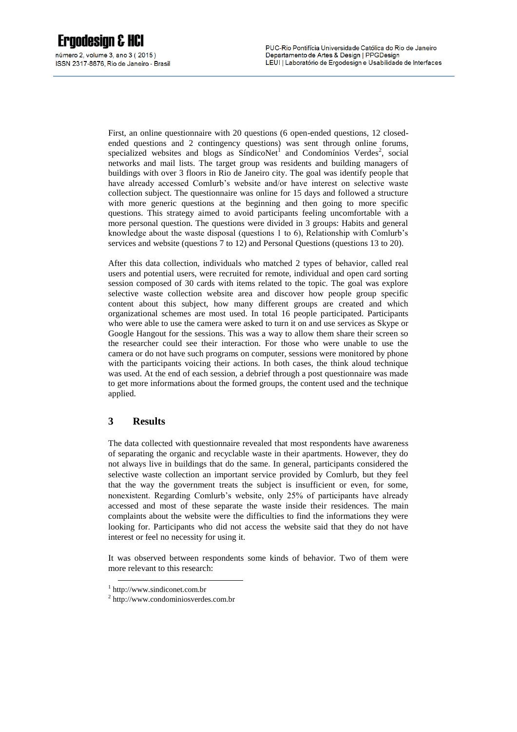First, an online questionnaire with 20 questions (6 open-ended questions, 12 closed-ended questions and 2 contingency questions) was sent through online forums, specialized websites and blogs as SíndicoNet[1] and Condomínios Verdes[2], social networks and mail lists. The target group was residents and building managers of buildings with over 3 floors in Rio de Janeiro city. The goal was identify people that have already accessed Comlurb's website and/or have interest on selective waste collection subject. The questionnaire was online for 15 days and followed a structure with more generic questions at the beginning and then going to more specific questions. This strategy aimed to avoid participants feeling uncomfortable with a more personal question. The questions were divided in 3 groups: Habits and general knowledge about the waste disposal (questions 1 to 6), Relationship with Comlurb's services and website (questions 7 to 12) and Personal Questions (questions 13 to 20).

After this data collection, individuals who matched 2 types of behavior, called real users and potential users, were recruited for remote, individual and open card sorting session composed of 30 cards with items related to the topic. The goal was explore selective waste collection website area and discover how people group specific content about this subject, how many different groups are created and which organizational schemes are most used. In total 16 people participated. Participants who were able to use the camera were asked to turn it on and use services as Skype or Google Hangout for the sessions. This was a way to allow them share their screen so the researcher could see their interaction. For those who were unable to use the camera or do not have such programs on computer, sessions were monitored by phone with the participants voicing their actions. In both cases, the think aloud technique was used. At the end of each session, a debrief through a post questionnaire was made to get more informations about the formed groups, the content used and the technique applied.

## 3 Results

The data collected with questionnaire revealed that most respondents have awareness of separating the organic and recyclable waste in their apartments. However, they do not always live in buildings that do the same. In general, participants considered the selective waste collection an important service provided by Comlurb, but they feel that the way the government treats the subject is insufficient or even, for some, nonexistent. Regarding Comlurb's website, only 25% of participants have already accessed and most of these separate the waste inside their residences. The main complaints about the website were the difficulties to find the informations they were looking for. Participants who did not access the website said that they do not have interest or feel no necessity for using it.

It was observed between respondents some kinds of behavior. Two of them were more relevant to this research:

[1] http://www.sindiconet.com.br

[2] http://www.condominiosverdes.com.br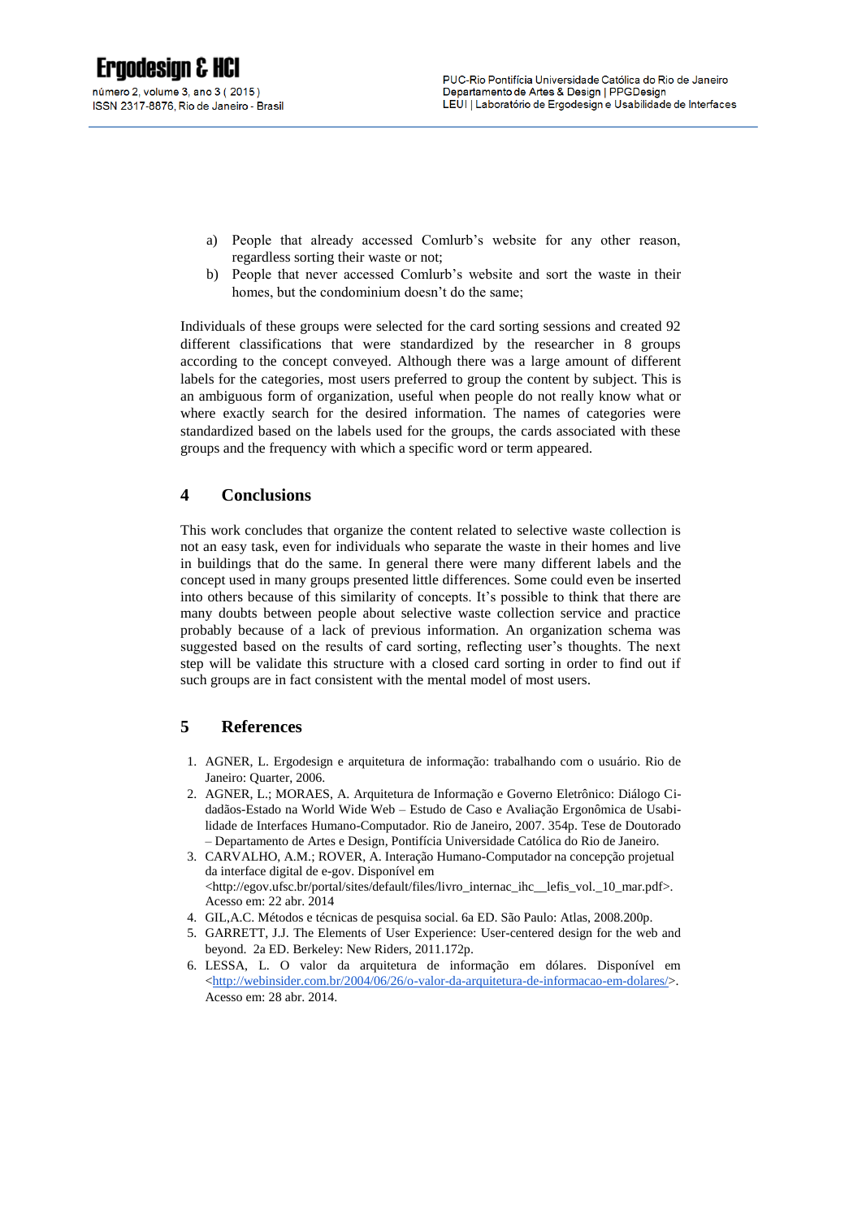a) People that already accessed Comlurb's website for any other reason, regardless sorting their waste or not;
b) People that never accessed Comlurb's website and sort the waste in their homes, but the condominium doesn't do the same;

Individuals of these groups were selected for the card sorting sessions and created 92 different classifications that were standardized by the researcher in 8 groups according to the concept conveyed. Although there was a large amount of different labels for the categories, most users preferred to group the content by subject. This is an ambiguous form of organization, useful when people do not really know what or where exactly search for the desired information. The names of categories were standardized based on the labels used for the groups, the cards associated with these groups and the frequency with which a specific word or term appeared.

## 4 Conclusions

This work concludes that organize the content related to selective waste collection is not an easy task, even for individuals who separate the waste in their homes and live in buildings that do the same. In general there were many different labels and the concept used in many groups presented little differences. Some could even be inserted into others because of this similarity of concepts. It's possible to think that there are many doubts between people about selective waste collection service and practice probably because of a lack of previous information. An organization schema was suggested based on the results of card sorting, reflecting user's thoughts. The next step will be validate this structure with a closed card sorting in order to find out if such groups are in fact consistent with the mental model of most users.

## 5 References

1. AGNER, L. Ergodesign e arquitetura de informação: trabalhando com o usuário. Rio de Janeiro: Quarter, 2006.
2. AGNER, L.; MORAES, A. Arquitetura de Informação e Governo Eletrônico: Diálogo Cidadãos-Estado na World Wide Web – Estudo de Caso e Avaliação Ergonômica de Usabilidade de Interfaces Humano-Computador. Rio de Janeiro, 2007. 354p. Tese de Doutorado – Departamento de Artes e Design, Pontifícia Universidade Católica do Rio de Janeiro.
3. CARVALHO, A.M.; ROVER, A. Interação Humano-Computador na concepção projetual da interface digital de e-gov. Disponível em <http://egov.ufsc.br/portal/sites/default/files/livro_internac_ihc__lefis_vol._10_mar.pdf>. Acesso em: 22 abr. 2014
4. GIL,A.C. Métodos e técnicas de pesquisa social. 6a ED. São Paulo: Atlas, 2008.200p.
5. GARRETT, J.J. The Elements of User Experience: User-centered design for the web and beyond. 2a ED. Berkeley: New Riders, 2011.172p.
6. LESSA, L. O valor da arquitetura de informação em dólares. Disponível em <http://webinsider.com.br/2004/06/26/o-valor-da-arquitetura-de-informacao-em-dolares/>. Acesso em: 28 abr. 2014.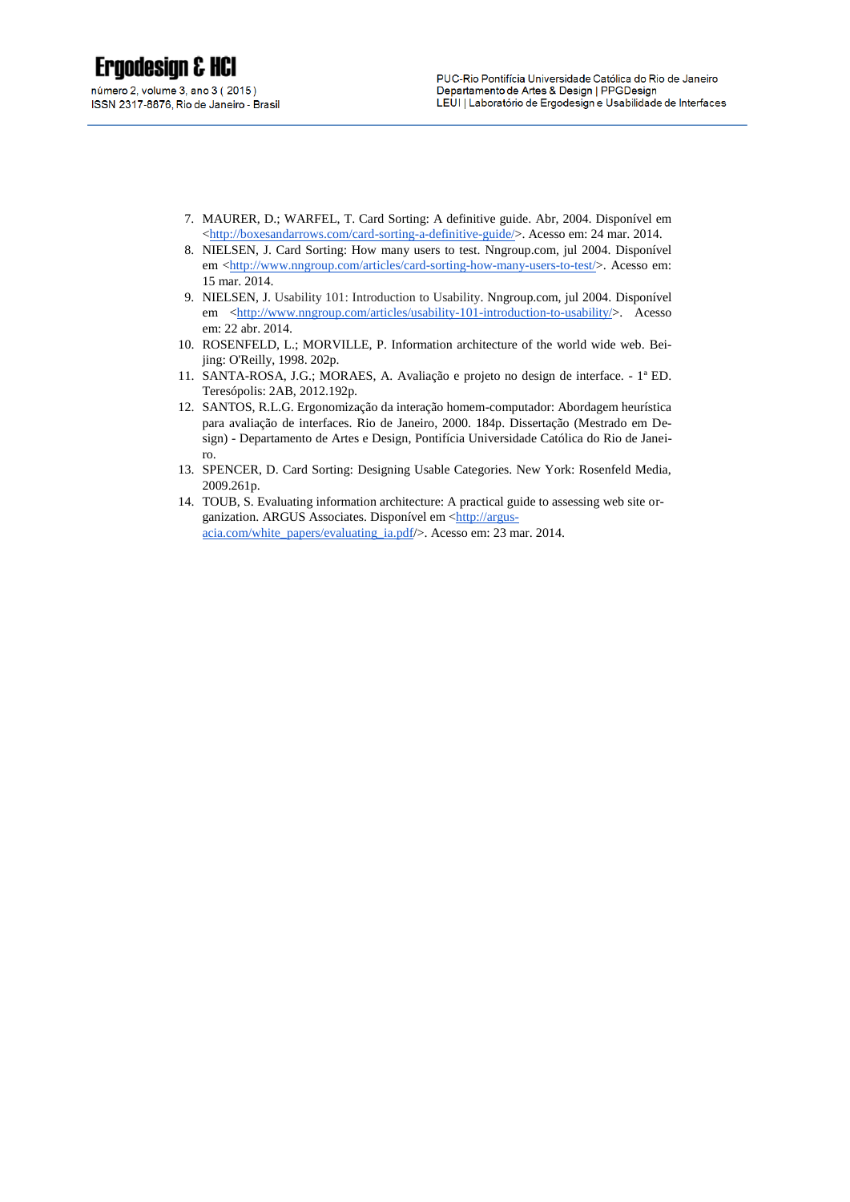7. MAURER, D.; WARFEL, T. Card Sorting: A definitive guide. Abr, 2004. Disponível em <http://boxesandarrows.com/card-sorting-a-definitive-guide/>. Acesso em: 24 mar. 2014.
8. NIELSEN, J. Card Sorting: How many users to test. Nngroup.com, jul 2004. Disponível em <http://www.nngroup.com/articles/card-sorting-how-many-users-to-test/>. Acesso em: 15 mar. 2014.
9. NIELSEN, J. Usability 101: Introduction to Usability. Nngroup.com, jul 2004. Disponível em <http://www.nngroup.com/articles/usability-101-introduction-to-usability/>. Acesso em: 22 abr. 2014.
10. ROSENFELD, L.; MORVILLE, P. Information architecture of the world wide web. Beijing: O'Reilly, 1998. 202p.
11. SANTA-ROSA, J.G.; MORAES, A. Avaliação e projeto no design de interface. - 1ª ED. Teresópolis: 2AB, 2012.192p.
12. SANTOS, R.L.G. Ergonomização da interação homem-computador: Abordagem heurística para avaliação de interfaces. Rio de Janeiro, 2000. 184p. Dissertação (Mestrado em Design) - Departamento de Artes e Design, Pontifícia Universidade Católica do Rio de Janeiro.
13. SPENCER, D. Card Sorting: Designing Usable Categories. New York: Rosenfeld Media, 2009.261p.
14. TOUB, S. Evaluating information architecture: A practical guide to assessing web site organization. ARGUS Associates. Disponível em <http://argus-acia.com/white_papers/evaluating_ia.pdf/>. Acesso em: 23 mar. 2014.